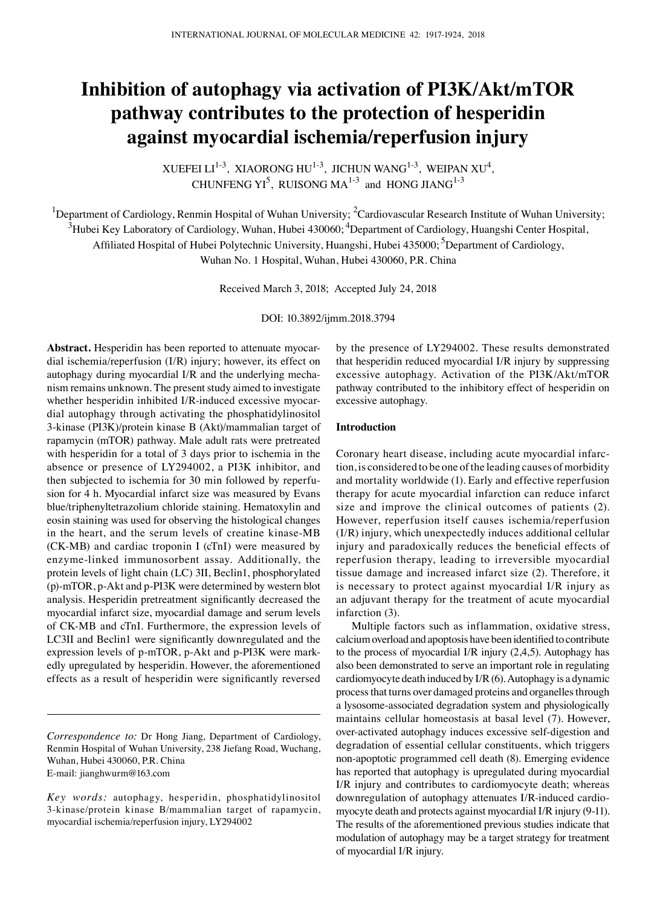# Inhibition of autophagy via activation of PI3K/Akt/mTOR pathway contributes to the protection of hesperidin against myocardial ischemia/reperfusion injury

XUEFEI LI[1-3], XIAORONG HU[1-3], JICHUN WANG[1-3], WEIPAN XU[4], CHUNFENG YI[5], RUISONG MA[1-3] and HONG JIANG[1-3]

[1]Department of Cardiology, Renmin Hospital of Wuhan University; [2]Cardiovascular Research Institute of Wuhan University; [3]Hubei Key Laboratory of Cardiology, Wuhan, Hubei 430060; [4]Department of Cardiology, Huangshi Center Hospital, Affiliated Hospital of Hubei Polytechnic University, Huangshi, Hubei 435000; [5]Department of Cardiology, Wuhan No. 1 Hospital, Wuhan, Hubei 430060, P.R. China

Received March 3, 2018; Accepted July 24, 2018

DOI: 10.3892/ijmm.2018.3794

**Abstract.** Hesperidin has been reported to attenuate myocardial ischemia/reperfusion (I/R) injury; however, its effect on autophagy during myocardial I/R and the underlying mechanism remains unknown. The present study aimed to investigate whether hesperidin inhibited I/R-induced excessive myocardial autophagy through activating the phosphatidylinositol 3-kinase (PI3K)/protein kinase B (Akt)/mammalian target of rapamycin (mTOR) pathway. Male adult rats were pretreated with hesperidin for a total of 3 days prior to ischemia in the absence or presence of LY294002, a PI3K inhibitor, and then subjected to ischemia for 30 min followed by reperfusion for 4 h. Myocardial infarct size was measured by Evans blue/triphenyltetrazolium chloride staining. Hematoxylin and eosin staining was used for observing the histological changes in the heart, and the serum levels of creatine kinase-MB (CK-MB) and cardiac troponin I (cTnI) were measured by enzyme-linked immunosorbent assay. Additionally, the protein levels of light chain (LC) 3II, Beclin1, phosphorylated (p)-mTOR, p-Akt and p-PI3K were determined by western blot analysis. Hesperidin pretreatment significantly decreased the myocardial infarct size, myocardial damage and serum levels of CK-MB and cTnI. Furthermore, the expression levels of LC3II and Beclin1 were significantly downregulated and the expression levels of p-mTOR, p-Akt and p-PI3K were markedly upregulated by hesperidin. However, the aforementioned effects as a result of hesperidin were significantly reversed by the presence of LY294002. These results demonstrated that hesperidin reduced myocardial I/R injury by suppressing excessive autophagy. Activation of the PI3K/Akt/mTOR pathway contributed to the inhibitory effect of hesperidin on excessive autophagy.

*Correspondence to:* Dr Hong Jiang, Department of Cardiology, Renmin Hospital of Wuhan University, 238 Jiefang Road, Wuchang, Wuhan, Hubei 430060, P.R. China
E-mail: jianghwurm@163.com

*Key words:* autophagy, hesperidin, phosphatidylinositol 3-kinase/protein kinase B/mammalian target of rapamycin, myocardial ischemia/reperfusion injury, LY294002

## Introduction

Coronary heart disease, including acute myocardial infarction, is considered to be one of the leading causes of morbidity and mortality worldwide (1). Early and effective reperfusion therapy for acute myocardial infarction can reduce infarct size and improve the clinical outcomes of patients (2). However, reperfusion itself causes ischemia/reperfusion (I/R) injury, which unexpectedly induces additional cellular injury and paradoxically reduces the beneficial effects of reperfusion therapy, leading to irreversible myocardial tissue damage and increased infarct size (2). Therefore, it is necessary to protect against myocardial I/R injury as an adjuvant therapy for the treatment of acute myocardial infarction (3).

Multiple factors such as inflammation, oxidative stress, calcium overload and apoptosis have been identified to contribute to the process of myocardial I/R injury (2,4,5). Autophagy has also been demonstrated to serve an important role in regulating cardiomyocyte death induced by I/R (6). Autophagy is a dynamic process that turns over damaged proteins and organelles through a lysosome-associated degradation system and physiologically maintains cellular homeostasis at basal level (7). However, over-activated autophagy induces excessive self-digestion and degradation of essential cellular constituents, which triggers non-apoptotic programmed cell death (8). Emerging evidence has reported that autophagy is upregulated during myocardial I/R injury and contributes to cardiomyocyte death; whereas downregulation of autophagy attenuates I/R-induced cardiomyocyte death and protects against myocardial I/R injury (9-11). The results of the aforementioned previous studies indicate that modulation of autophagy may be a target strategy for treatment of myocardial I/R injury.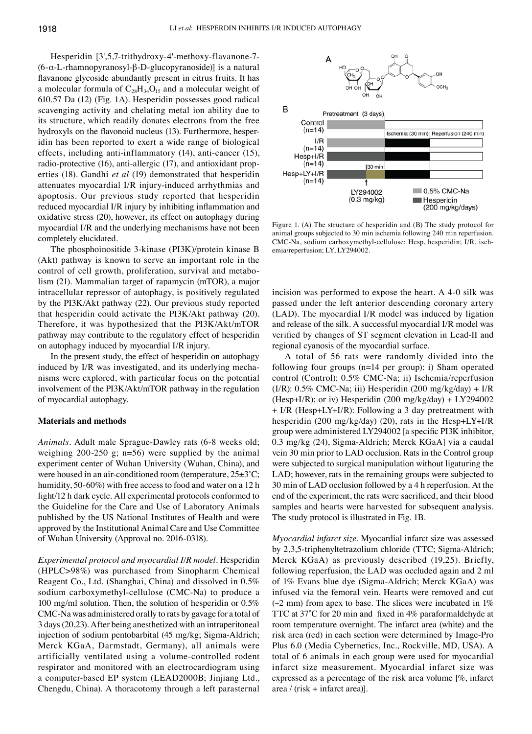Hesperidin [3',5,7-trithydroxy-4'-methoxy-flavanone-7-(6-α-L-rhamnopyranosyl-β-D-glucopyranoside)] is a natural flavanone glycoside abundantly present in citrus fruits. It has a molecular formula of $C_{28}H_{34}O_{15}$ and a molecular weight of 610.57 Da (12) (Fig. 1A). Hesperidin possesses good radical scavenging activity and chelating metal ion ability due to its structure, which readily donates electrons from the free hydroxyls on the flavonoid nucleus (13). Furthermore, hesperidin has been reported to exert a wide range of biological effects, including anti-inflammatory (14), anti-cancer (15), radio-protective (16), anti-allergic (17), and antioxidant properties (18). Gandhi *et al* (19) demonstrated that hesperidin attenuates myocardial I/R injury-induced arrhythmias and apoptosis. Our previous study reported that hesperidin reduced myocardial I/R injury by inhibiting inflammation and oxidative stress (20), however, its effect on autophagy during myocardial I/R and the underlying mechanisms have not been completely elucidated.

The phosphoinositide 3-kinase (PI3K)/protein kinase B (Akt) pathway is known to serve an important role in the control of cell growth, proliferation, survival and metabolism (21). Mammalian target of rapamycin (mTOR), a major intracellular repressor of autophagy, is positively regulated by the PI3K/Akt pathway (22). Our previous study reported that hesperidin could activate the PI3K/Akt pathway (20). Therefore, it was hypothesized that the PI3K/Akt/mTOR pathway may contribute to the regulatory effect of hesperidin on autophagy induced by myocardial I/R injury.

In the present study, the effect of hesperidin on autophagy induced by I/R was investigated, and its underlying mechanisms were explored, with particular focus on the potential involvement of the PI3K/Akt/mTOR pathway in the regulation of myocardial autophagy.

## Materials and methods

*Animals.* Adult male Sprague-Dawley rats (6-8 weeks old; weighing 200-250 g; n=56) were supplied by the animal experiment center of Wuhan University (Wuhan, China), and were housed in an air-conditioned room (temperature, 25±3˚C; humidity, 50-60%) with free access to food and water on a 12 h light/12 h dark cycle. All experimental protocols conformed to the Guideline for the Care and Use of Laboratory Animals published by the US National Institutes of Health and were approved by the Institutional Animal Care and Use Committee of Wuhan University (Approval no. 2016-0318).

*Experimental protocol and myocardial I/R model.* Hesperidin (HPLC>98%) was purchased from Sinopharm Chemical Reagent Co., Ltd. (Shanghai, China) and dissolved in 0.5% sodium carboxymethyl-cellulose (CMC-Na) to produce a 100 mg/ml solution. Then, the solution of hesperidin or 0.5% CMC-Na was administered orally to rats by gavage for a total of 3 days (20,23). After being anesthetized with an intraperitoneal injection of sodium pentobarbital (45 mg/kg; Sigma-Aldrich; Merck KGaA, Darmstadt, Germany), all animals were artificially ventilated using a volume-controlled rodent respirator and monitored with an electrocardiogram using a computer-based EP system (LEAD2000B; Jinjiang Ltd., Chengdu, China). A thoracotomy through a left parasternal incision was performed to expose the heart. A 4-0 silk was passed under the left anterior descending coronary artery (LAD). The myocardial I/R model was induced by ligation and release of the silk. A successful myocardial I/R model was verified by changes of ST segment elevation in Lead-II and regional cyanosis of the myocardial surface.

Figure 1. (A) The structure of hesperidin and (B) The study protocol for animal groups subjected to 30 min ischemia following 240 min reperfusion. CMC-Na, sodium carboxymethyl-cellulose; Hesp, hesperidin; I/R, ischemia/reperfusion; LY, LY294002.

A total of 56 rats were randomly divided into the following four groups (n=14 per group): i) Sham operated control (Control): 0.5% CMC-Na; ii) Ischemia/reperfusion (I/R): 0.5% CMC-Na; iii) Hesperidin (200 mg/kg/day) + I/R (Hesp+I/R); or iv) Hesperidin (200 mg/kg/day) + LY294002 + I/R (Hesp+LY+I/R): Following a 3 day pretreatment with hesperidin (200 mg/kg/day) (20), rats in the Hesp+LY+I/R group were administered LY294002 [a specific PI3K inhibitor, 0.3 mg/kg (24), Sigma-Aldrich; Merck KGaA] via a caudal vein 30 min prior to LAD occlusion. Rats in the Control group were subjected to surgical manipulation without ligaturing the LAD; however, rats in the remaining groups were subjected to 30 min of LAD occlusion followed by a 4 h reperfusion. At the end of the experiment, the rats were sacrificed, and their blood samples and hearts were harvested for subsequent analysis. The study protocol is illustrated in Fig. 1B.

*Myocardial infarct size.* Myocardial infarct size was assessed by 2,3,5-triphenyltetrazolium chloride (TTC; Sigma-Aldrich; Merck KGaA) as previously described (19,25). Briefly, following reperfusion, the LAD was occluded again and 2 ml of 1% Evans blue dye (Sigma-Aldrich; Merck KGaA) was infused via the femoral vein. Hearts were removed and cut (~2 mm) from apex to base. The slices were incubated in 1% TTC at 37˚C for 20 min and fixed in 4% paraformaldehyde at room temperature overnight. The infarct area (white) and the risk area (red) in each section were determined by Image-Pro Plus 6.0 (Media Cybernetics, Inc., Rockville, MD, USA). A total of 6 animals in each group were used for myocardial infarct size measurement. Myocardial infarct size was expressed as a percentage of the risk area volume [%, infarct area / (risk + infarct area)].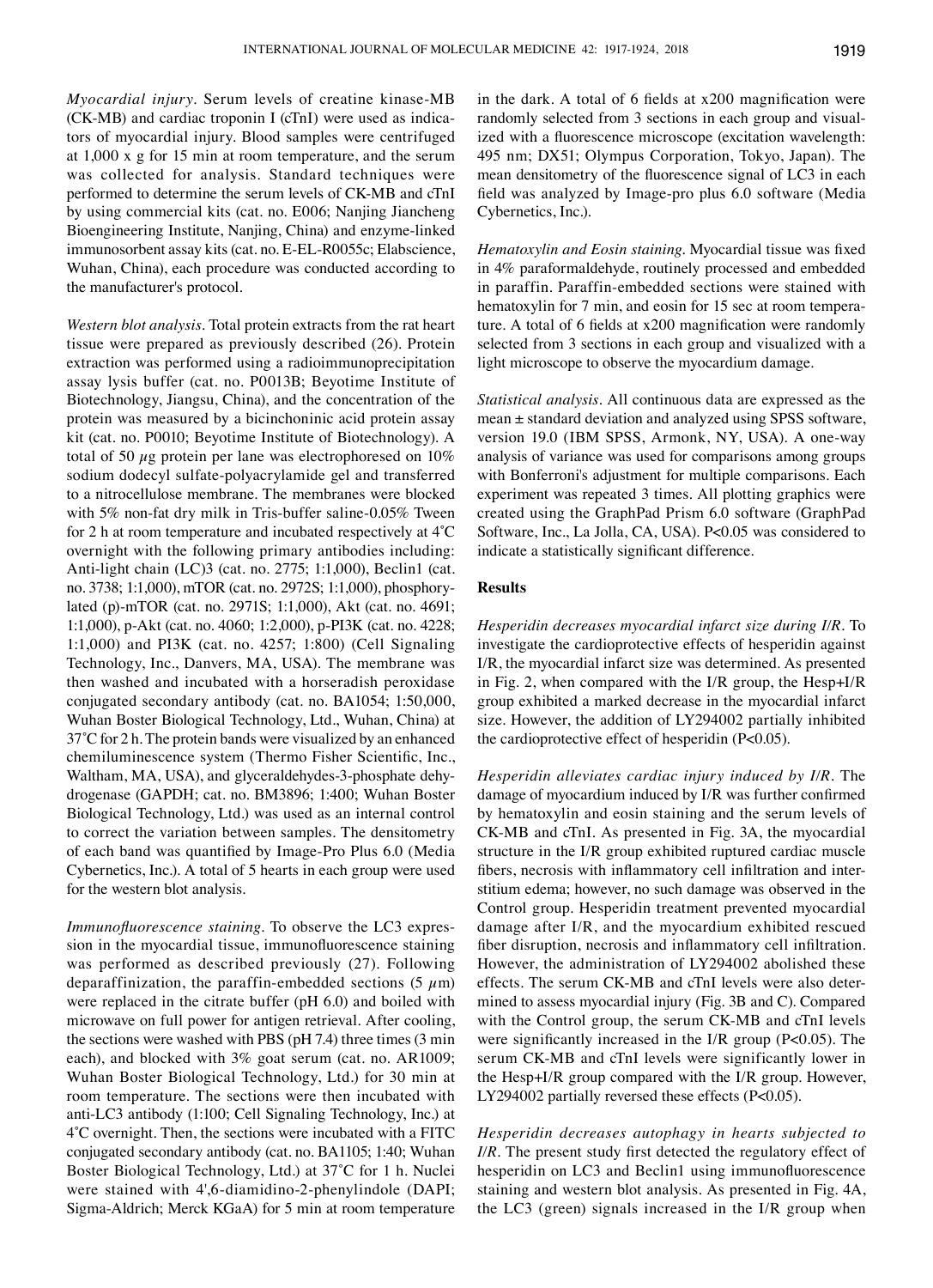*Myocardial injury*. Serum levels of creatine kinase-MB (CK-MB) and cardiac troponin I (cTnI) were used as indicators of myocardial injury. Blood samples were centrifuged at 1,000 x g for 15 min at room temperature, and the serum was collected for analysis. Standard techniques were performed to determine the serum levels of CK-MB and cTnI by using commercial kits (cat. no. E006; Nanjing Jiancheng Bioengineering Institute, Nanjing, China) and enzyme-linked immunosorbent assay kits (cat. no. E-EL-R0055c; Elabscience, Wuhan, China), each procedure was conducted according to the manufacturer's protocol.

*Western blot analysis*. Total protein extracts from the rat heart tissue were prepared as previously described (26). Protein extraction was performed using a radioimmunoprecipitation assay lysis buffer (cat. no. P0013B; Beyotime Institute of Biotechnology, Jiangsu, China), and the concentration of the protein was measured by a bicinchoninic acid protein assay kit (cat. no. P0010; Beyotime Institute of Biotechnology). A total of 50 $\mu$g protein per lane was electrophoresed on 10% sodium dodecyl sulfate-polyacrylamide gel and transferred to a nitrocellulose membrane. The membranes were blocked with 5% non-fat dry milk in Tris-buffer saline-0.05% Tween for 2 h at room temperature and incubated respectively at 4˚C overnight with the following primary antibodies including: Anti-light chain (LC)3 (cat. no. 2775; 1:1,000), Beclin1 (cat. no. 3738; 1:1,000), mTOR (cat. no. 2972S; 1:1,000), phosphorylated (p)-mTOR (cat. no. 2971S; 1:1,000), Akt (cat. no. 4691; 1:1,000), p-Akt (cat. no. 4060; 1:2,000), p-PI3K (cat. no. 4228; 1:1,000) and PI3K (cat. no. 4257; 1:800) (Cell Signaling Technology, Inc., Danvers, MA, USA). The membrane was then washed and incubated with a horseradish peroxidase conjugated secondary antibody (cat. no. BA1054; 1:50,000, Wuhan Boster Biological Technology, Ltd., Wuhan, China) at 37˚C for 2 h. The protein bands were visualized by an enhanced chemiluminescence system (Thermo Fisher Scientific, Inc., Waltham, MA, USA), and glyceraldehydes-3-phosphate dehydrogenase (GAPDH; cat. no. BM3896; 1:400; Wuhan Boster Biological Technology, Ltd.) was used as an internal control to correct the variation between samples. The densitometry of each band was quantified by Image-Pro Plus 6.0 (Media Cybernetics, Inc.). A total of 5 hearts in each group were used for the western blot analysis.

*Immunofluorescence staining*. To observe the LC3 expression in the myocardial tissue, immunofluorescence staining was performed as described previously (27). Following deparaffinization, the paraffin-embedded sections (5 $\mu$m) were replaced in the citrate buffer (pH 6.0) and boiled with microwave on full power for antigen retrieval. After cooling, the sections were washed with PBS (pH 7.4) three times (3 min each), and blocked with 3% goat serum (cat. no. AR1009; Wuhan Boster Biological Technology, Ltd.) for 30 min at room temperature. The sections were then incubated with anti-LC3 antibody (1:100; Cell Signaling Technology, Inc.) at 4˚C overnight. Then, the sections were incubated with a FITC conjugated secondary antibody (cat. no. BA1105; 1:40; Wuhan Boster Biological Technology, Ltd.) at 37˚C for 1 h. Nuclei were stained with 4',6-diamidino-2-phenylindole (DAPI; Sigma-Aldrich; Merck KGaA) for 5 min at room temperature in the dark. A total of 6 fields at x200 magnification were randomly selected from 3 sections in each group and visualized with a fluorescence microscope (excitation wavelength: 495 nm; DX51; Olympus Corporation, Tokyo, Japan). The mean densitometry of the fluorescence signal of LC3 in each field was analyzed by Image-pro plus 6.0 software (Media Cybernetics, Inc.).

*Hematoxylin and Eosin staining*. Myocardial tissue was fixed in 4% paraformaldehyde, routinely processed and embedded in paraffin. Paraffin-embedded sections were stained with hematoxylin for 7 min, and eosin for 15 sec at room temperature. A total of 6 fields at x200 magnification were randomly selected from 3 sections in each group and visualized with a light microscope to observe the myocardium damage.

*Statistical analysis*. All continuous data are expressed as the mean ± standard deviation and analyzed using SPSS software, version 19.0 (IBM SPSS, Armonk, NY, USA). A one-way analysis of variance was used for comparisons among groups with Bonferroni's adjustment for multiple comparisons. Each experiment was repeated 3 times. All plotting graphics were created using the GraphPad Prism 6.0 software (GraphPad Software, Inc., La Jolla, CA, USA). $P<0.05$ was considered to indicate a statistically significant difference.

## Results

*Hesperidin decreases myocardial infarct size during I/R*. To investigate the cardioprotective effects of hesperidin against I/R, the myocardial infarct size was determined. As presented in Fig. 2, when compared with the I/R group, the Hesp+I/R group exhibited a marked decrease in the myocardial infarct size. However, the addition of LY294002 partially inhibited the cardioprotective effect of hesperidin ($P<0.05$).

*Hesperidin alleviates cardiac injury induced by I/R*. The damage of myocardium induced by I/R was further confirmed by hematoxylin and eosin staining and the serum levels of CK-MB and cTnI. As presented in Fig. 3A, the myocardial structure in the I/R group exhibited ruptured cardiac muscle fibers, necrosis with inflammatory cell infiltration and interstitium edema; however, no such damage was observed in the Control group. Hesperidin treatment prevented myocardial damage after I/R, and the myocardium exhibited rescued fiber disruption, necrosis and inflammatory cell infiltration. However, the administration of LY294002 abolished these effects. The serum CK-MB and cTnI levels were also determined to assess myocardial injury (Fig. 3B and C). Compared with the Control group, the serum CK-MB and cTnI levels were significantly increased in the I/R group ($P<0.05$). The serum CK-MB and cTnI levels were significantly lower in the Hesp+I/R group compared with the I/R group. However, LY294002 partially reversed these effects ($P<0.05$).

*Hesperidin decreases autophagy in hearts subjected to I/R*. The present study first detected the regulatory effect of hesperidin on LC3 and Beclin1 using immunofluorescence staining and western blot analysis. As presented in Fig. 4A, the LC3 (green) signals increased in the I/R group when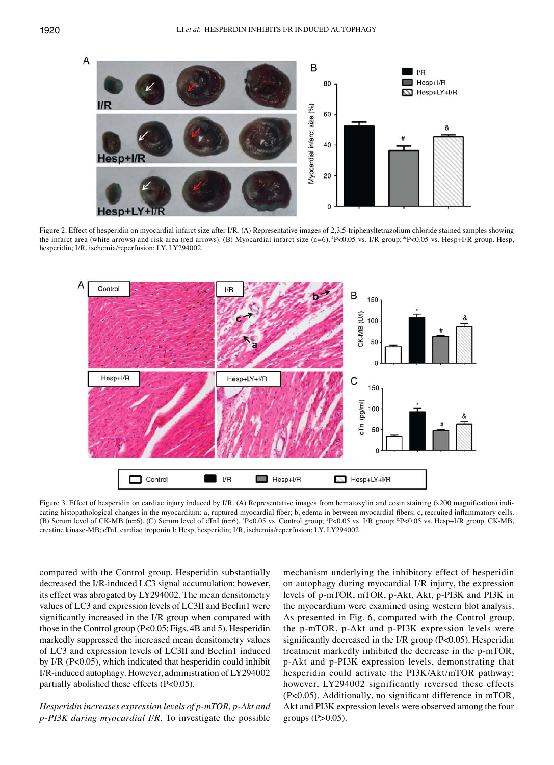Figure 2. Effect of hesperidin on myocardial infarct size after I/R. (A) Representative images of 2,3,5-triphenyltetrazolium chloride stained samples showing the infarct area (white arrows) and risk area (red arrows). (B) Myocardial infarct size (n=6). [#]P<0.05 vs. I/R group; [&]P<0.05 vs. Hesp+I/R group. Hesp, hesperidin; I/R, ischemia/reperfusion; LY, LY294002.

Figure 3. Effect of hesperidin on cardiac injury induced by I/R. (A) Representative images from hematoxylin and eosin staining (x200 magnification) indicating histopathological changes in the myocardium: a, ruptured myocardial fiber; b, edema in between myocardial fibers; c, recruited inflammatory cells. (B) Serum level of CK-MB (n=6). (C) Serum level of cTnI (n=6). [*]P<0.05 vs. Control group; [#]P<0.05 vs. I/R group; [&]P<0.05 vs. Hesp+I/R group. CK-MB, creatine kinase-MB; cTnI, cardiac troponin I; Hesp, hesperidin; I/R, ischemia/reperfusion; LY, LY294002.

compared with the Control group. Hesperidin substantially decreased the I/R-induced LC3 signal accumulation; however, its effect was abrogated by LY294002. The mean densitometry values of LC3 and expression levels of LC3II and Beclin1 were significantly increased in the I/R group when compared with those in the Control group (P<0.05; Figs. 4B and 5). Hesperidin markedly suppressed the increased mean densitometry values of LC3 and expression levels of LC3II and Beclin1 induced by I/R (P<0.05), which indicated that hesperidin could inhibit I/R-induced autophagy. However, administration of LY294002 partially abolished these effects (P<0.05).

*Hesperidin increases expression levels of p-mTOR, p-Akt and p-PI3K during myocardial I/R.* To investigate the possible mechanism underlying the inhibitory effect of hesperidin on autophagy during myocardial I/R injury, the expression levels of p-mTOR, mTOR, p-Akt, Akt, p-PI3K and PI3K in the myocardium were examined using western blot analysis. As presented in Fig. 6, compared with the Control group, the p-mTOR, p-Akt and p-PI3K expression levels were significantly decreased in the I/R group (P<0.05). Hesperidin treatment markedly inhibited the decrease in the p-mTOR, p-Akt and p-PI3K expression levels, demonstrating that hesperidin could activate the PI3K/Akt/mTOR pathway; however, LY294002 significantly reversed these effects (P<0.05). Additionally, no significant difference in mTOR, Akt and PI3K expression levels were observed among the four groups (P>0.05).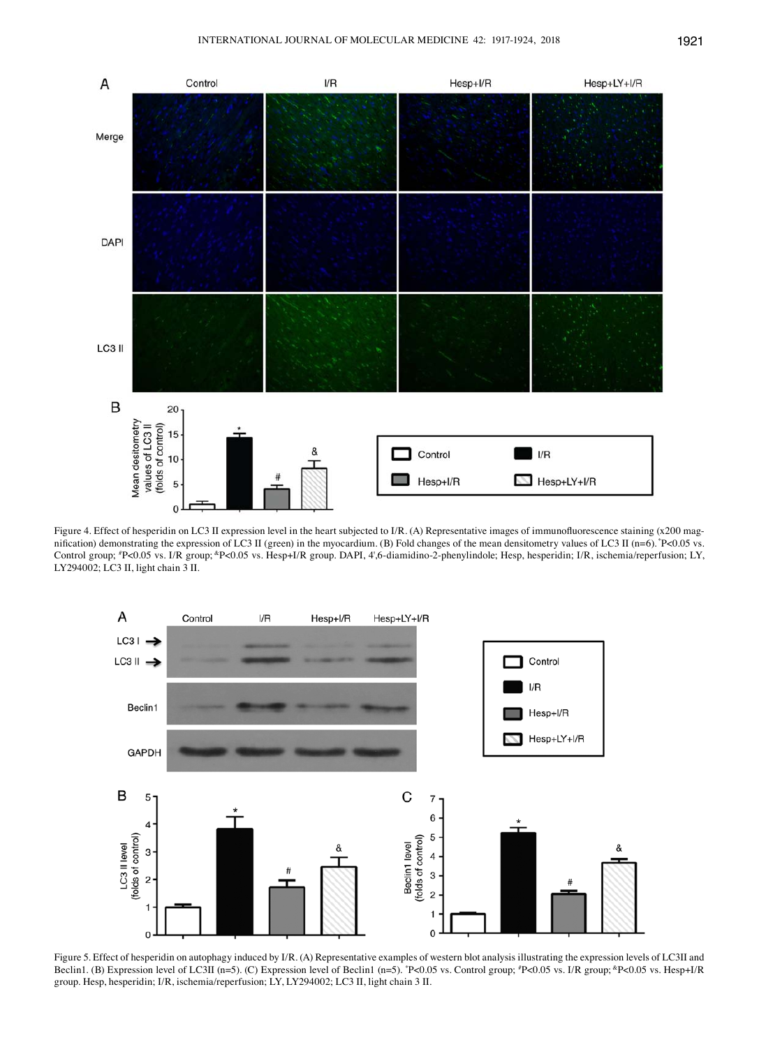Figure 4. Effect of hesperidin on LC3 II expression level in the heart subjected to I/R. (A) Representative images of immunofluorescence staining (x200 magnification) demonstrating the expression of LC3 II (green) in the myocardium. (B) Fold changes of the mean densitometry values of LC3 II (n=6). *P<0.05 vs. Control group; #P<0.05 vs. I/R group; &P<0.05 vs. Hesp+I/R group. DAPI, 4',6-diamidino-2-phenylindole; Hesp, hesperidin; I/R, ischemia/reperfusion; LY, LY294002; LC3 II, light chain 3 II.

Figure 5. Effect of hesperidin on autophagy induced by I/R. (A) Representative examples of western blot analysis illustrating the expression levels of LC3II and Beclin1. (B) Expression level of LC3II (n=5). (C) Expression level of Beclin1 (n=5). *P<0.05 vs. Control group; #P<0.05 vs. I/R group; &P<0.05 vs. Hesp+I/R group. Hesp, hesperidin; I/R, ischemia/reperfusion; LY, LY294002; LC3 II, light chain 3 II.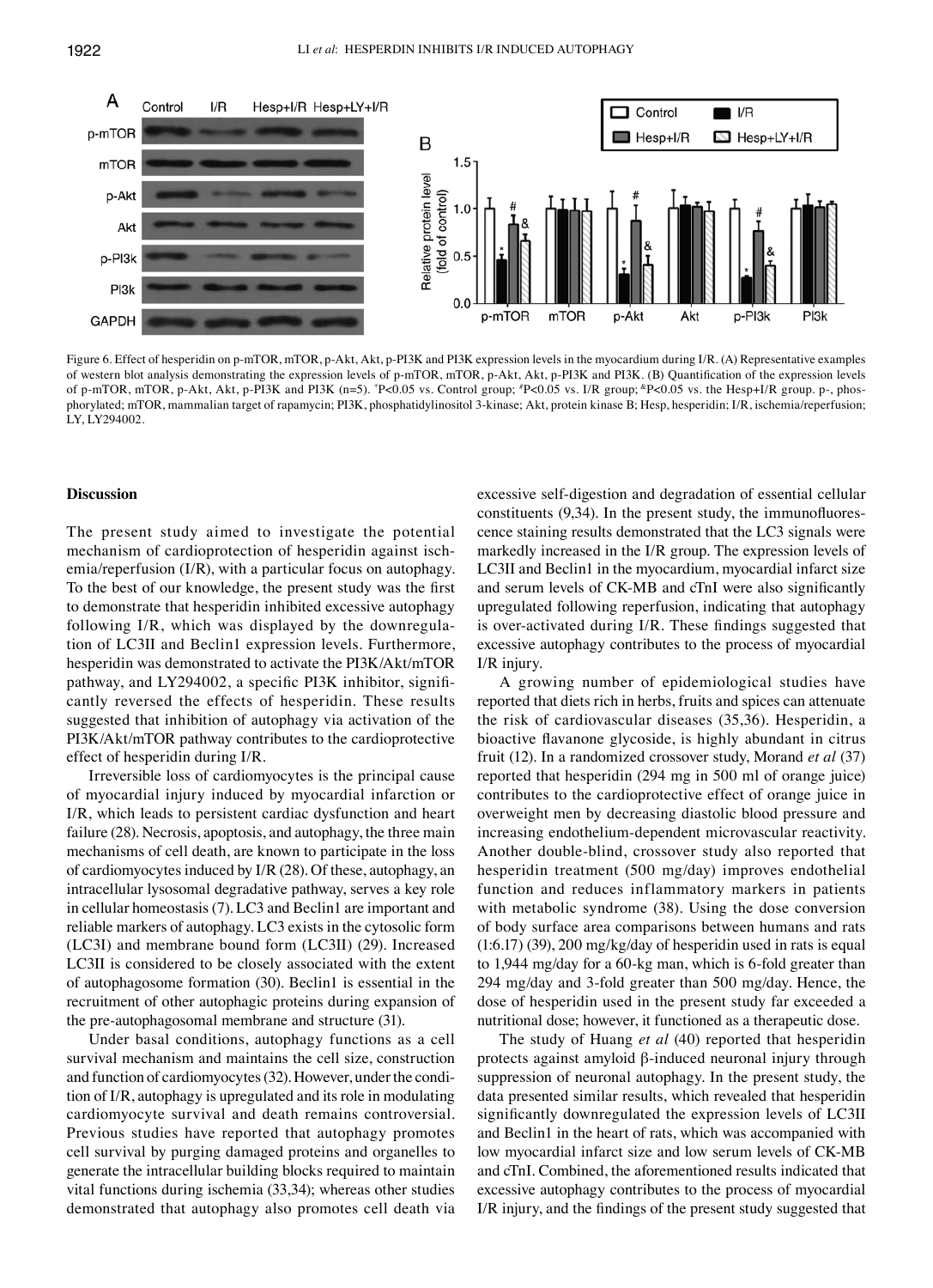Figure 6. Effect of hesperidin on p-mTOR, mTOR, p-Akt, Akt, p-PI3K and PI3K expression levels in the myocardium during I/R. (A) Representative examples of western blot analysis demonstrating the expression levels of p-mTOR, mTOR, p-Akt, Akt, p-PI3K and PI3K. (B) Quantification of the expression levels of p-mTOR, mTOR, p-Akt, Akt, p-PI3K and PI3K (n=5). *P<0.05 vs. Control group; #P<0.05 vs. I/R group; &P<0.05 vs. the Hesp+I/R group. p-, phosphorylated; mTOR, mammalian target of rapamycin; PI3K, phosphatidylinositol 3-kinase; Akt, protein kinase B; Hesp, hesperidin; I/R, ischemia/reperfusion; LY, LY294002.

## Discussion

The present study aimed to investigate the potential mechanism of cardioprotection of hesperidin against ischemia/reperfusion (I/R), with a particular focus on autophagy. To the best of our knowledge, the present study was the first to demonstrate that hesperidin inhibited excessive autophagy following I/R, which was displayed by the downregulation of LC3II and Beclin1 expression levels. Furthermore, hesperidin was demonstrated to activate the PI3K/Akt/mTOR pathway, and LY294002, a specific PI3K inhibitor, significantly reversed the effects of hesperidin. These results suggested that inhibition of autophagy via activation of the PI3K/Akt/mTOR pathway contributes to the cardioprotective effect of hesperidin during I/R.

Irreversible loss of cardiomyocytes is the principal cause of myocardial injury induced by myocardial infarction or I/R, which leads to persistent cardiac dysfunction and heart failure (28). Necrosis, apoptosis, and autophagy, the three main mechanisms of cell death, are known to participate in the loss of cardiomyocytes induced by I/R (28). Of these, autophagy, an intracellular lysosomal degradative pathway, serves a key role in cellular homeostasis (7). LC3 and Beclin1 are important and reliable markers of autophagy. LC3 exists in the cytosolic form (LC3I) and membrane bound form (LC3II) (29). Increased LC3II is considered to be closely associated with the extent of autophagosome formation (30). Beclin1 is essential in the recruitment of other autophagic proteins during expansion of the pre-autophagosomal membrane and structure (31).

Under basal conditions, autophagy functions as a cell survival mechanism and maintains the cell size, construction and function of cardiomyocytes (32). However, under the condition of I/R, autophagy is upregulated and its role in modulating cardiomyocyte survival and death remains controversial. Previous studies have reported that autophagy promotes cell survival by purging damaged proteins and organelles to generate the intracellular building blocks required to maintain vital functions during ischemia (33,34); whereas other studies demonstrated that autophagy also promotes cell death via excessive self-digestion and degradation of essential cellular constituents (9,34). In the present study, the immunofluorescence staining results demonstrated that the LC3 signals were markedly increased in the I/R group. The expression levels of LC3II and Beclin1 in the myocardium, myocardial infarct size and serum levels of CK-MB and cTnI were also significantly upregulated following reperfusion, indicating that autophagy is over-activated during I/R. These findings suggested that excessive autophagy contributes to the process of myocardial I/R injury.

A growing number of epidemiological studies have reported that diets rich in herbs, fruits and spices can attenuate the risk of cardiovascular diseases (35,36). Hesperidin, a bioactive flavanone glycoside, is highly abundant in citrus fruit (12). In a randomized crossover study, Morand *et al* (37) reported that hesperidin (294 mg in 500 ml of orange juice) contributes to the cardioprotective effect of orange juice in overweight men by decreasing diastolic blood pressure and increasing endothelium-dependent microvascular reactivity. Another double-blind, crossover study also reported that hesperidin treatment (500 mg/day) improves endothelial function and reduces inflammatory markers in patients with metabolic syndrome (38). Using the dose conversion of body surface area comparisons between humans and rats (1:6.17) (39), 200 mg/kg/day of hesperidin used in rats is equal to 1,944 mg/day for a 60-kg man, which is 6-fold greater than 294 mg/day and 3-fold greater than 500 mg/day. Hence, the dose of hesperidin used in the present study far exceeded a nutritional dose; however, it functioned as a therapeutic dose.

The study of Huang *et al* (40) reported that hesperidin protects against amyloid β-induced neuronal injury through suppression of neuronal autophagy. In the present study, the data presented similar results, which revealed that hesperidin significantly downregulated the expression levels of LC3II and Beclin1 in the heart of rats, which was accompanied with low myocardial infarct size and low serum levels of CK-MB and cTnI. Combined, the aforementioned results indicated that excessive autophagy contributes to the process of myocardial I/R injury, and the findings of the present study suggested that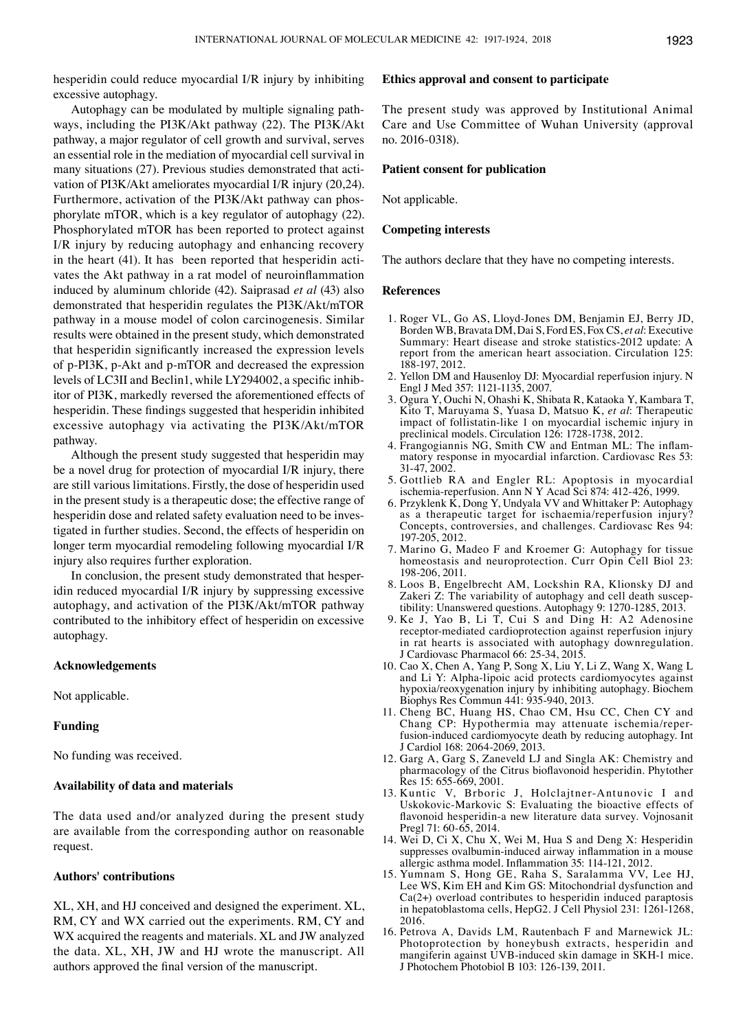hesperidin could reduce myocardial I/R injury by inhibiting excessive autophagy.

Autophagy can be modulated by multiple signaling pathways, including the PI3K/Akt pathway (22). The PI3K/Akt pathway, a major regulator of cell growth and survival, serves an essential role in the mediation of myocardial cell survival in many situations (27). Previous studies demonstrated that activation of PI3K/Akt ameliorates myocardial I/R injury (20,24). Furthermore, activation of the PI3K/Akt pathway can phosphorylate mTOR, which is a key regulator of autophagy (22). Phosphorylated mTOR has been reported to protect against I/R injury by reducing autophagy and enhancing recovery in the heart (41). It has been reported that hesperidin activates the Akt pathway in a rat model of neuroinflammation induced by aluminum chloride (42). Saiprasad *et al* (43) also demonstrated that hesperidin regulates the PI3K/Akt/mTOR pathway in a mouse model of colon carcinogenesis. Similar results were obtained in the present study, which demonstrated that hesperidin significantly increased the expression levels of p-PI3K, p-Akt and p-mTOR and decreased the expression levels of LC3II and Beclin1, while LY294002, a specific inhibitor of PI3K, markedly reversed the aforementioned effects of hesperidin. These findings suggested that hesperidin inhibited excessive autophagy via activating the PI3K/Akt/mTOR pathway.

Although the present study suggested that hesperidin may be a novel drug for protection of myocardial I/R injury, there are still various limitations. Firstly, the dose of hesperidin used in the present study is a therapeutic dose; the effective range of hesperidin dose and related safety evaluation need to be investigated in further studies. Second, the effects of hesperidin on longer term myocardial remodeling following myocardial I/R injury also requires further exploration.

In conclusion, the present study demonstrated that hesperidin reduced myocardial I/R injury by suppressing excessive autophagy, and activation of the PI3K/Akt/mTOR pathway contributed to the inhibitory effect of hesperidin on excessive autophagy.

## Acknowledgements

Not applicable.

## Funding

No funding was received.

## Availability of data and materials

The data used and/or analyzed during the present study are available from the corresponding author on reasonable request.

## Authors' contributions

XL, XH, and HJ conceived and designed the experiment. XL, RM, CY and WX carried out the experiments. RM, CY and WX acquired the reagents and materials. XL and JW analyzed the data. XL, XH, JW and HJ wrote the manuscript. All authors approved the final version of the manuscript.

## Ethics approval and consent to participate

The present study was approved by Institutional Animal Care and Use Committee of Wuhan University (approval no. 2016-0318).

## Patient consent for publication

Not applicable.

## Competing interests

The authors declare that they have no competing interests.

## References

1. Roger VL, Go AS, Lloyd-Jones DM, Benjamin EJ, Berry JD, Borden WB, Bravata DM, Dai S, Ford ES, Fox CS, *et al*: Executive Summary: Heart disease and stroke statistics-2012 update: A report from the american heart association. Circulation 125: 188-197, 2012.
2. Yellon DM and Hausenloy DJ: Myocardial reperfusion injury. N Engl J Med 357: 1121-1135, 2007.
3. Ogura Y, Ouchi N, Ohashi K, Shibata R, Kataoka Y, Kambara T, Kito T, Maruyama S, Yuasa D, Matsuo K, *et al*: Therapeutic impact of follistatin-like 1 on myocardial ischemic injury in preclinical models. Circulation 126: 1728-1738, 2012.
4. Frangogiannis NG, Smith CW and Entman ML: The inflammatory response in myocardial infarction. Cardiovasc Res 53: 31-47, 2002.
5. Gottlieb RA and Engler RL: Apoptosis in myocardial ischemia-reperfusion. Ann N Y Acad Sci 874: 412-426, 1999.
6. Przyklenk K, Dong Y, Undyala VV and Whittaker P: Autophagy as a therapeutic target for ischaemia/reperfusion injury? Concepts, controversies, and challenges. Cardiovasc Res 94: 197-205, 2012.
7. Marino G, Madeo F and Kroemer G: Autophagy for tissue homeostasis and neuroprotection. Curr Opin Cell Biol 23: 198-206, 2011.
8. Loos B, Engelbrecht AM, Lockshin RA, Klionsky DJ and Zakeri Z: The variability of autophagy and cell death susceptibility: Unanswered questions. Autophagy 9: 1270-1285, 2013.
9. Ke J, Yao B, Li T, Cui S and Ding H: A2 Adenosine receptor-mediated cardioprotection against reperfusion injury in rat hearts is associated with autophagy downregulation. J Cardiovasc Pharmacol 66: 25-34, 2015.
10. Cao X, Chen A, Yang P, Song X, Liu Y, Li Z, Wang X, Wang L and Li Y: Alpha-lipoic acid protects cardiomyocytes against hypoxia/reoxygenation injury by inhibiting autophagy. Biochem Biophys Res Commun 441: 935-940, 2013.
11. Cheng BC, Huang HS, Chao CM, Hsu CC, Chen CY and Chang CP: Hypothermia may attenuate ischemia/reperfusion-induced cardiomyocyte death by reducing autophagy. Int J Cardiol 168: 2064-2069, 2013.
12. Garg A, Garg S, Zaneveld LJ and Singla AK: Chemistry and pharmacology of the Citrus bioflavonoid hesperidin. Phytother Res 15: 655-669, 2001.
13. Kuntic V, Brboric J, Holclajtner-Antunovic I and Uskokovic-Markovic S: Evaluating the bioactive effects of flavonoid hesperidin-a new literature data survey. Vojnosanit Pregl 71: 60-65, 2014.
14. Wei D, Ci X, Chu X, Wei M, Hua S and Deng X: Hesperidin suppresses ovalbumin-induced airway inflammation in a mouse allergic asthma model. Inflammation 35: 114-121, 2012.
15. Yumnam S, Hong GE, Raha S, Saralamma VV, Lee HJ, Lee WS, Kim EH and Kim GS: Mitochondrial dysfunction and Ca(2+) overload contributes to hesperidin induced paraptosis in hepatoblastoma cells, HepG2. J Cell Physiol 231: 1261-1268, 2016.
16. Petrova A, Davids LM, Rautenbach F and Marnewick JL: Photoprotection by honeybush extracts, hesperidin and mangiferin against UVB-induced skin damage in SKH-1 mice. J Photochem Photobiol B 103: 126-139, 2011.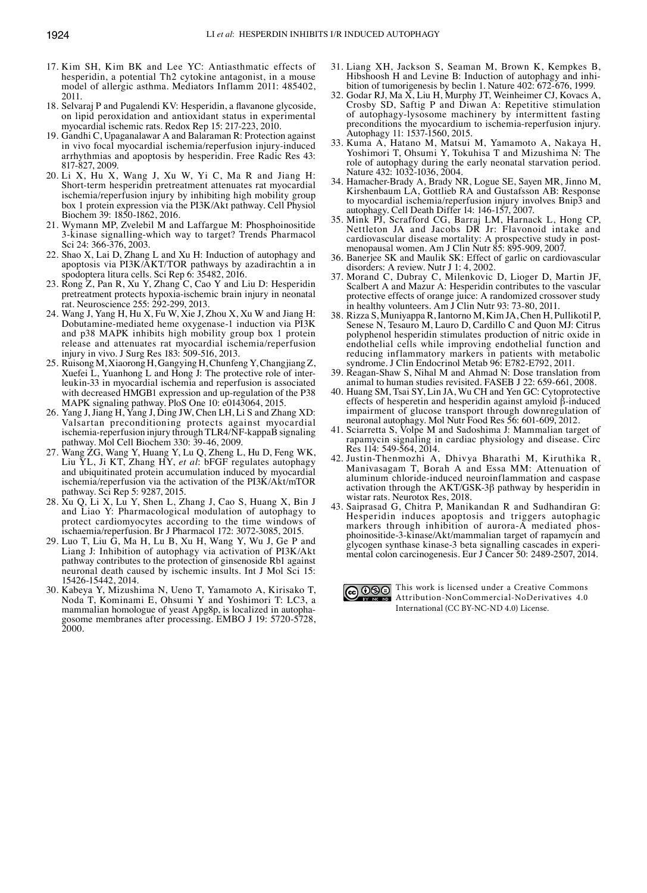17. Kim SH, Kim BK and Lee YC: Antiasthmatic effects of hesperidin, a potential Th2 cytokine antagonist, in a mouse model of allergic asthma. Mediators Inflamm 2011: 485402, 2011.
18. Selvaraj P and Pugalendi KV: Hesperidin, a flavanone glycoside, on lipid peroxidation and antioxidant status in experimental myocardial ischemic rats. Redox Rep 15: 217-223, 2010.
19. Gandhi C, Upaganalawar A and Balaraman R: Protection against in vivo focal myocardial ischemia/reperfusion injury-induced arrhythmias and apoptosis by hesperidin. Free Radic Res 43: 817-827, 2009.
20. Li X, Hu X, Wang J, Xu W, Yi C, Ma R and Jiang H: Short-term hesperidin pretreatment attenuates rat myocardial ischemia/reperfusion injury by inhibiting high mobility group box 1 protein expression via the PI3K/Akt pathway. Cell Physiol Biochem 39: 1850-1862, 2016.
21. Wymann MP, Zvelebil M and Laffargue M: Phosphoinositide 3-kinase signalling-which way to target? Trends Pharmacol Sci 24: 366-376, 2003.
22. Shao X, Lai D, Zhang L and Xu H: Induction of autophagy and apoptosis via PI3K/AKT/TOR pathways by azadirachtin a in spodoptera litura cells. Sci Rep 6: 35482, 2016.
23. Rong Z, Pan R, Xu Y, Zhang C, Cao Y and Liu D: Hesperidin pretreatment protects hypoxia-ischemic brain injury in neonatal rat. Neuroscience 255: 292-299, 2013.
24. Wang J, Yang H, Hu X, Fu W, Xie J, Zhou X, Xu W and Jiang H: Dobutamine-mediated heme oxygenase-1 induction via PI3K and p38 MAPK inhibits high mobility group box 1 protein release and attenuates rat myocardial ischemia/reperfusion injury in vivo. J Surg Res 183: 509-516, 2013.
25. Ruisong M, Xiaorong H, Gangying H, Chunfeng Y, Changjiang Z, Xuefei L, Yuanhong L and Hong J: The protective role of interleukin-33 in myocardial ischemia and reperfusion is associated with decreased HMGB1 expression and up-regulation of the P38 MAPK signaling pathway. PloS One 10: e0143064, 2015.
26. Yang J, Jiang H, Yang J, Ding JW, Chen LH, Li S and Zhang XD: Valsartan preconditioning protects against myocardial ischemia-reperfusion injury through TLR4/NF-kappaB signaling pathway. Mol Cell Biochem 330: 39-46, 2009.
27. Wang ZG, Wang Y, Huang Y, Lu Q, Zheng L, Hu D, Feng WK, Liu YL, Ji KT, Zhang HY, *et al*: bFGF regulates autophagy and ubiquitinated protein accumulation induced by myocardial ischemia/reperfusion via the activation of the PI3K/Akt/mTOR pathway. Sci Rep 5: 9287, 2015.
28. Xu Q, Li X, Lu Y, Shen L, Zhang J, Cao S, Huang X, Bin J and Liao Y: Pharmacological modulation of autophagy to protect cardiomyocytes according to the time windows of ischaemia/reperfusion. Br J Pharmacol 172: 3072-3085, 2015.
29. Luo T, Liu G, Ma H, Lu B, Xu H, Wang Y, Wu J, Ge P and Liang J: Inhibition of autophagy via activation of PI3K/Akt pathway contributes to the protection of ginsenoside Rb1 against neuronal death caused by ischemic insults. Int J Mol Sci 15: 15426-15442, 2014.
30. Kabeya Y, Mizushima N, Ueno T, Yamamoto A, Kirisako T, Noda T, Kominami E, Ohsumi Y and Yoshimori T: LC3, a mammalian homologue of yeast Apg8p, is localized in autophagosome membranes after processing. EMBO J 19: 5720-5728, 2000.
31. Liang XH, Jackson S, Seaman M, Brown K, Kempkes B, Hibshoosh H and Levine B: Induction of autophagy and inhibition of tumorigenesis by beclin 1. Nature 402: 672-676, 1999.
32. Godar RJ, Ma X, Liu H, Murphy JT, Weinheimer CJ, Kovacs A, Crosby SD, Saftig P and Diwan A: Repetitive stimulation of autophagy-lysosome machinery by intermittent fasting preconditions the myocardium to ischemia-reperfusion injury. Autophagy 11: 1537-1560, 2015.
33. Kuma A, Hatano M, Matsui M, Yamamoto A, Nakaya H, Yoshimori T, Ohsumi Y, Tokuhisa T and Mizushima N: The role of autophagy during the early neonatal starvation period. Nature 432: 1032-1036, 2004.
34. Hamacher-Brady A, Brady NR, Logue SE, Sayen MR, Jinno M, Kirshenbaum LA, Gottlieb RA and Gustafsson AB: Response to myocardial ischemia/reperfusion injury involves Bnip3 and autophagy. Cell Death Differ 14: 146-157, 2007.
35. Mink PJ, Scrafford CG, Barraj LM, Harnack L, Hong CP, Nettleton JA and Jacobs DR Jr: Flavonoid intake and cardiovascular disease mortality: A prospective study in postmenopausal women. Am J Clin Nutr 85: 895-909, 2007.
36. Banerjee SK and Maulik SK: Effect of garlic on cardiovascular disorders: A review. Nutr J 1: 4, 2002.
37. Morand C, Dubray C, Milenkovic D, Lioger D, Martin JF, Scalbert A and Mazur A: Hesperidin contributes to the vascular protective effects of orange juice: A randomized crossover study in healthy volunteers. Am J Clin Nutr 93: 73-80, 2011.
38. Rizza S, Muniyappa R, Iantorno M, Kim JA, Chen H, Pullikotil P, Senese N, Tesauro M, Lauro D, Cardillo C and Quon MJ: Citrus polyphenol hesperidin stimulates production of nitric oxide in endothelial cells while improving endothelial function and reducing inflammatory markers in patients with metabolic syndrome. J Clin Endocrinol Metab 96: E782-E792, 2011.
39. Reagan-Shaw S, Nihal M and Ahmad N: Dose translation from animal to human studies revisited. FASEB J 22: 659-661, 2008.
40. Huang SM, Tsai SY, Lin JA, Wu CH and Yen GC: Cytoprotective effects of hesperetin and hesperidin against amyloid β-induced impairment of glucose transport through downregulation of neuronal autophagy. Mol Nutr Food Res 56: 601-609, 2012.
41. Sciarretta S, Volpe M and Sadoshima J: Mammalian target of rapamycin signaling in cardiac physiology and disease. Circ Res 114: 549-564, 2014.
42. Justin-Thenmozhi A, Dhivya Bharathi M, Kiruthika R, Manivasagam T, Borah A and Essa MM: Attenuation of aluminum chloride-induced neuroinflammation and caspase activation through the AKT/GSK-3β pathway by hesperidin in wistar rats. Neurotox Res, 2018.
43. Saiprasad G, Chitra P, Manikandan R and Sudhandiran G: Hesperidin induces apoptosis and triggers autophagic markers through inhibition of aurora-A mediated phosphoinositide-3-kinase/Akt/mammalian target of rapamycin and glycogen synthase kinase-3 beta signalling cascades in experimental colon carcinogenesis. Eur J Cancer 50: 2489-2507, 2014.

This work is licensed under a Creative Commons Attribution-NonCommercial-NoDerivatives 4.0 International (CC BY-NC-ND 4.0) License.